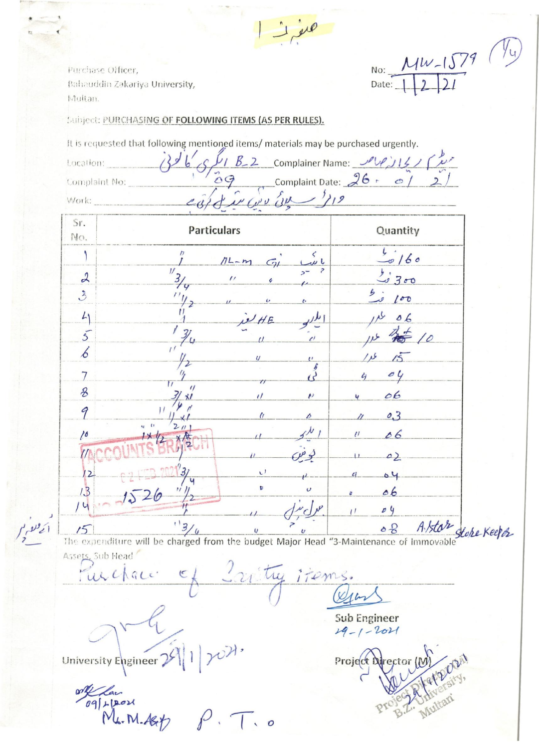صفحہ 1

No: MW-1579 (1/4)
Date: 1/2/21

Purchase Officer,
Bahauddin Zakariya University,
Multan.

Subject: PURCHASING OF FOLLOWING ITEMS (AS PER RULES).

It is requested that following mentioned items/ materials may be purchased urgently.

Location: B-2 ایگری کالونی
Complainer Name: ہیڈ / ریاض صاحب
Complaint No: 09
Complaint Date: 26-01-21
Work: واٹر سپلائی پائپ تبدیل کرنا

| Sr. No. | Particulars | Quantity |
|---|---|---|
| 1 | 1" پائپ ڈی AL-m | 160 فٹ |
| 2 | 3/4" " " " | 300 فٹ |
| 3 | 1/2" " " " | 100 فٹ |
| 4 | 1" ایلبو HE لیفر | 06 عدد |
| 5 | 3/4" " " | 10 عدد |
| 6 | 1/2" " " | 15 عدد |
| 7 | 1" ٹی " | 04 " |
| 8 | 3/4"x1/2" " " | 06 " |
| 9 | 1"x1/2" " " | 03 " |
| 10 | 1x1/2" x 2" ایلبو " | 06 " |
| 11 | 1" جوائنٹ " | 02 " |
| 12 | 3/4" " " | 04 " |
| 13 | 1/2" " " | 06 " |
| 14 | 1" میل نپل " | 04 " |
| 15 | 3/4" " " | 08 |

A/Store Store Keeper

The expenditure will be charged from the budget Major Head "3-Maintenance of Immovable Assets, Sub Head Purchase of Sanitary items.

Sub Engineer
29-1-2021

University Engineer 29/1/2021.

Project Director (M)
29/1/2021
Project Director, B.Z. University, Multan

ACCOUNTS BRANCH
02 FEB 2021
NO. 1526

09/2/2021
M. M. Asif

P.T.O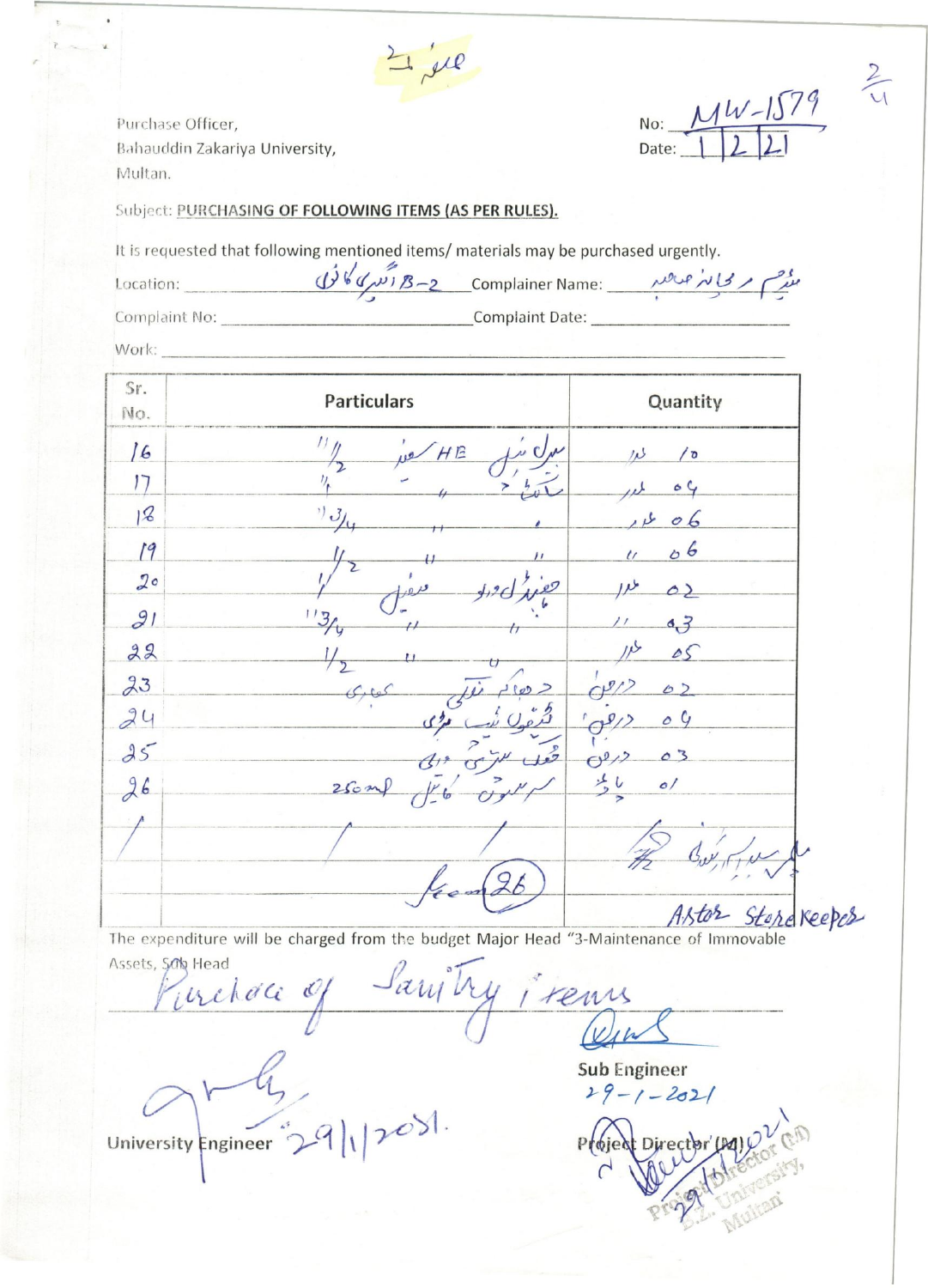ملتان 2

Purchase Officer,
Bahauddin Zakariya University,
Multan.

No: MW-1579
Date: 1 | 2 | 21

2/4

Subject: PURCHASING OF FOLLOWING ITEMS (AS PER RULES).

It is requested that following mentioned items/ materials may be purchased urgently.

Location: B-2 انگلش کالونی    Complainer Name: میڈم ریحانہ صاحبہ

Complaint No: ____________________ Complaint Date: ____________________

Work: ____________________

| Sr. No. | Particulars | Quantity |
|---|---|---|
| 16 | سٹیل نپل HE سفید 1/2" | 10 عدد |
| 17 | ساکٹ " " 1" | 04 عدد |
| 18 | " " 3/4" | 06 عدد |
| 19 | " " 1/2 | 06 " |
| 20 | جنفیڈ وادو سفید 1" | 02 عدد |
| 21 | " " 3/4" | 03 " |
| 22 | " " 1/2 | 05 عدد |
| 23 | دھاگہ نلکی کچاری | 02 درجن |
| 24 | ٹیفلون ٹیپ موٹی | 04 درجن |
| 25 | فَعلہ سٹیل وادی | 03 درجن |
| 26 | سرشوں تیل 250ml | 01 پاؤنڈ |
| / | / / | |
| | Item (26) | |

Astor Store Keeper

The expenditure will be charged from the budget Major Head "3-Maintenance of Immovable Assets, Sub Head Purchase of Sanitary items

Sub Engineer
29-1-2021

University Engineer 29/1/2021.

Project Director (M) 29/1/2021
Project Director (M)
B.Z. University,
Multan